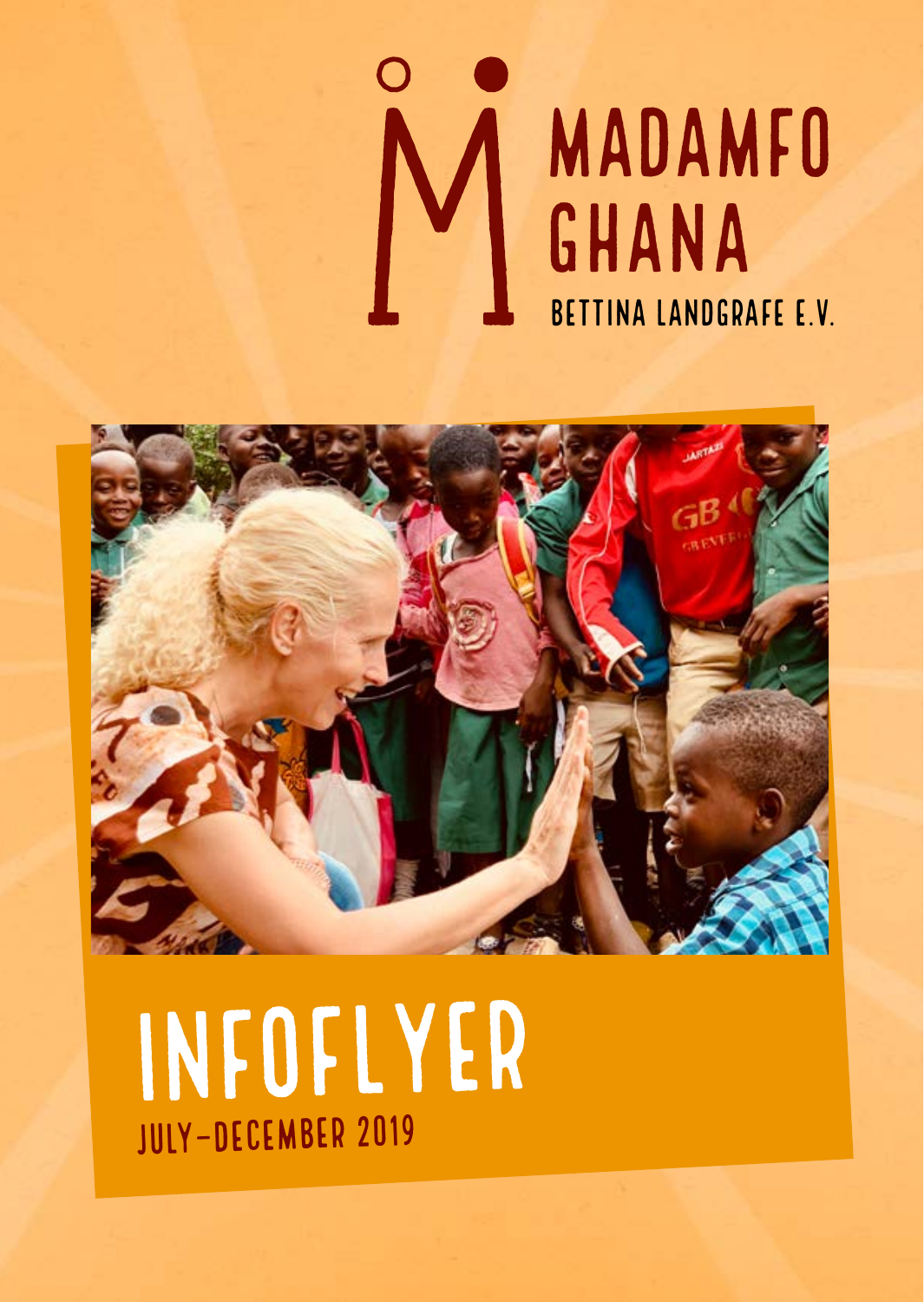# MADAMFO GHANA

BETTINA LANDGRAFE E.V.

# INFOFLYER

## JULY–DECEMBER 2019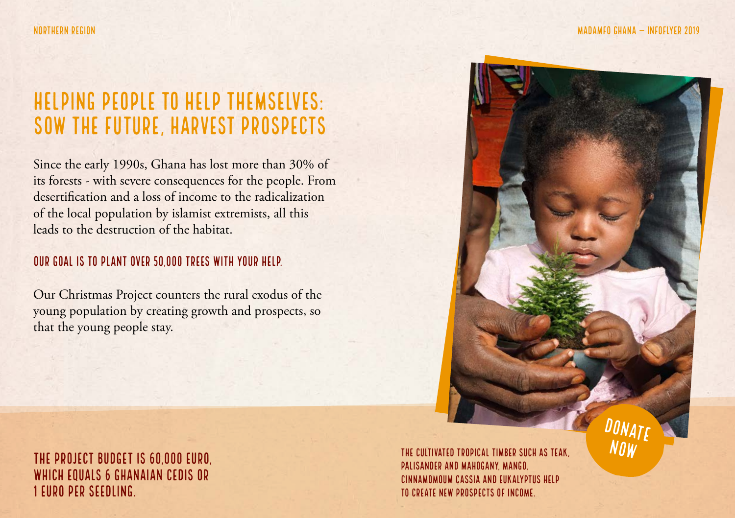# HELPING PEOPLE TO HELP THEMSELVES: SOW THE FUTURE, HARVEST PROSPECTS

Since the early 1990s, Ghana has lost more than 30% of its forests - with severe consequences for the people. From desertification and a loss of income to the radicalization of the local population by islamist extremists, all this leads to the destruction of the habitat.

### OUR GOAL IS TO PLANT OVER 50,000 TREES WITH YOUR HELP.

Our Christmas Project counters the rural exodus of the young population by creating growth and prospects, so that the young people stay.

DONATE NOW

## THE PROJECT BUDGET IS 60,000 EURO, WHICH EQUALS 6 GHANAIAN CEDIS OR 1 EURO PER SEEDLING.

THE CULTIVATED TROPICAL TIMBER SUCH AS TEAK, PALISANDER AND MAHOGANY, MANGO, CINNAMOMOUM CASSIA AND EUKALYPTUS HELP TO CREATE NEW PROSPECTS OF INCOME.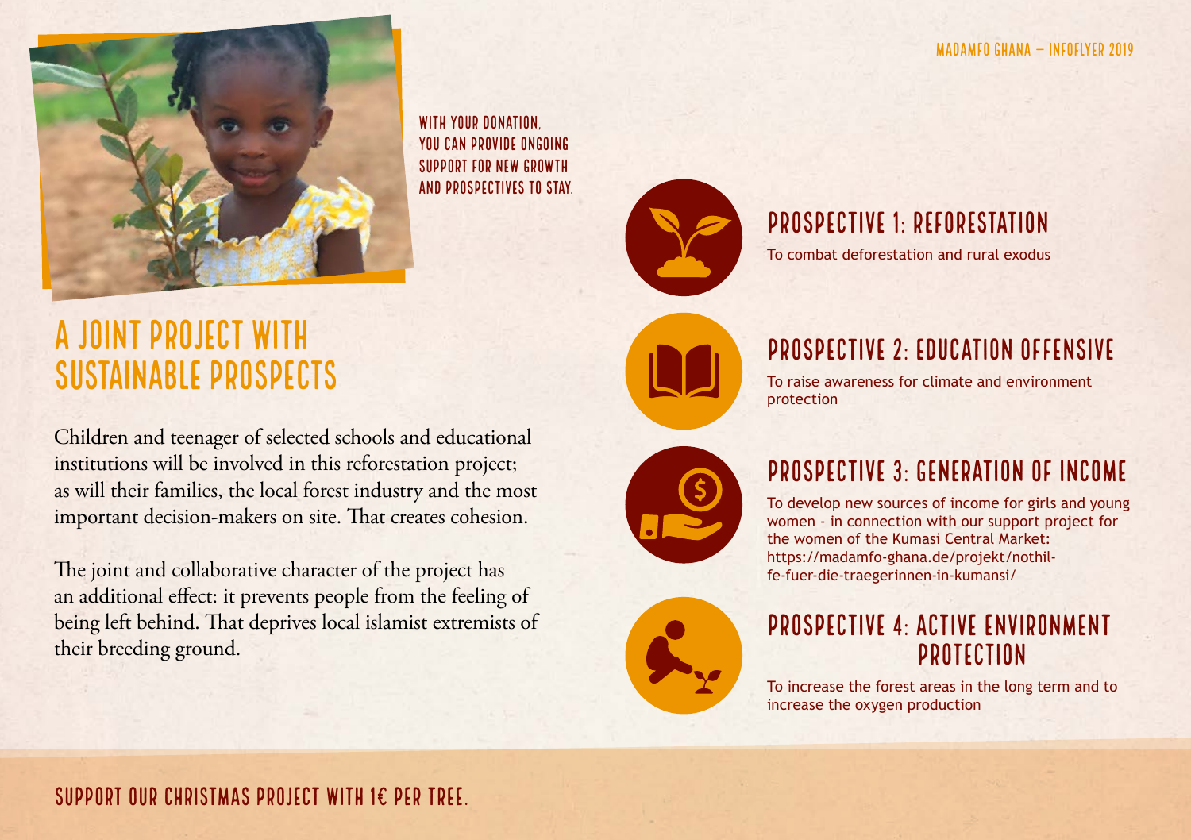WITH YOUR DONATION, YOU CAN PROVIDE ONGOING SUPPORT FOR NEW GROWTH AND PROSPECTIVES TO STAY.

# A JOINT PROJECT WITH SUSTAINABLE PROSPECTS

Children and teenager of selected schools and educational institutions will be involved in this reforestation project; as will their families, the local forest industry and the most important decision-makers on site. That creates cohesion.

The joint and collaborative character of the project has an additional effect: it prevents people from the feeling of being left behind. That deprives local islamist extremists of their breeding ground.

## PROSPECTIVE 1: REFORESTATION

To combat deforestation and rural exodus

## PROSPECTIVE 2: EDUCATION OFFENSIVE

To raise awareness for climate and environment protection

## PROSPECTIVE 3: GENERATION OF INCOME

To develop new sources of income for girls and young women - in connection with our support project for the women of the Kumasi Central Market: https://madamfo-ghana.de/projekt/nothilfe-fuer-die-traegerinnen-in-kumansi/

## PROSPECTIVE 4: ACTIVE ENVIRONMENT PROTECTION

To increase the forest areas in the long term and to increase the oxygen production

**SUPPORT OUR CHRISTMAS PROJECT WITH 1€ PER TREE.**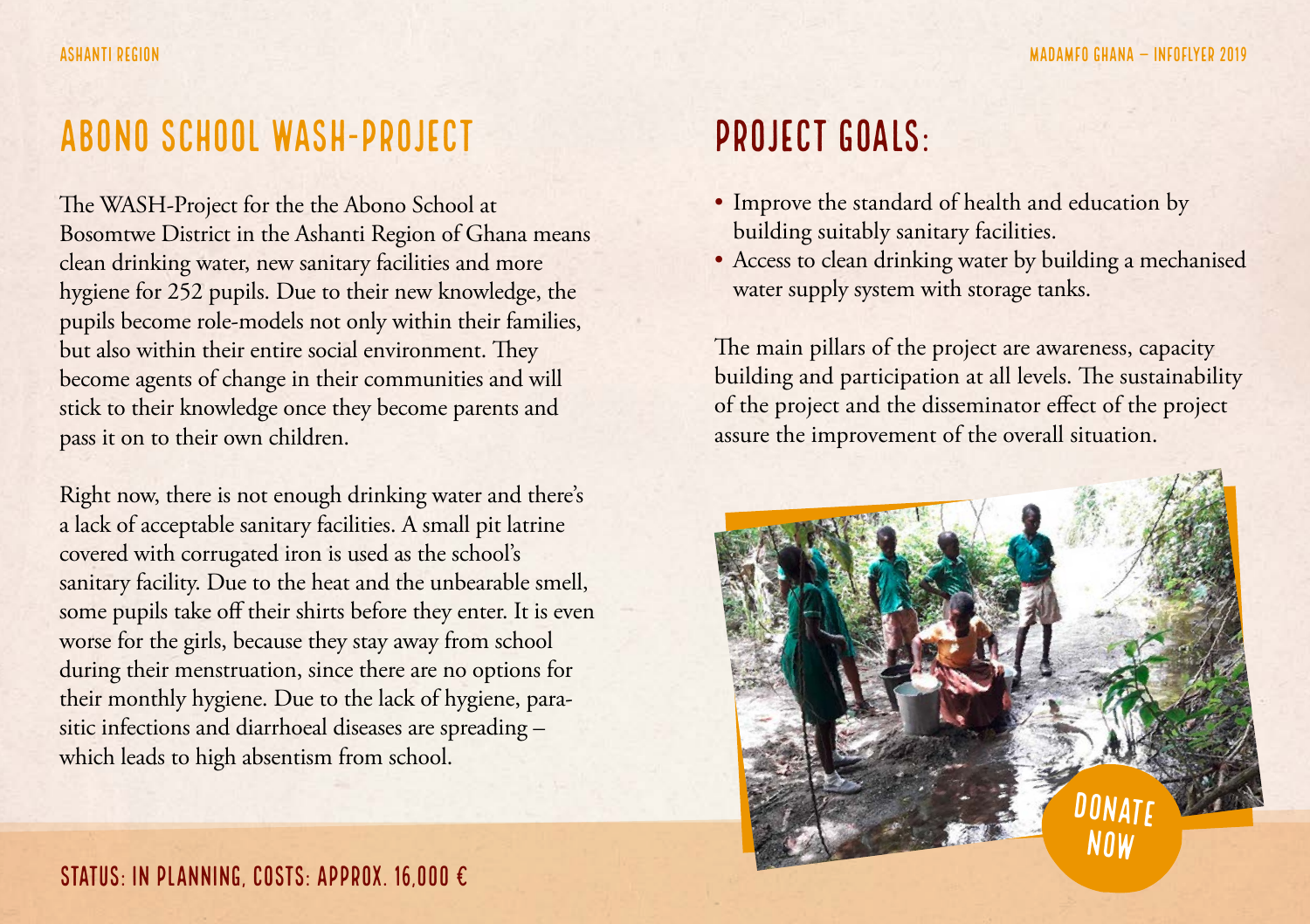## ABONO SCHOOL WASH-PROJECT

The WASH-Project for the the Abono School at Bosomtwe District in the Ashanti Region of Ghana means clean drinking water, new sanitary facilities and more hygiene for 252 pupils. Due to their new knowledge, the pupils become role-models not only within their families, but also within their entire social environment. They become agents of change in their communities and will stick to their knowledge once they become parents and pass it on to their own children.

Right now, there is not enough drinking water and there's a lack of acceptable sanitary facilities. A small pit latrine covered with corrugated iron is used as the school's sanitary facility. Due to the heat and the unbearable smell, some pupils take off their shirts before they enter. It is even worse for the girls, because they stay away from school during their menstruation, since there are no options for their monthly hygiene. Due to the lack of hygiene, parasitic infections and diarrhoeal diseases are spreading – which leads to high absentism from school.

## PROJECT GOALS:

- Improve the standard of health and education by building suitably sanitary facilities.
- Access to clean drinking water by building a mechanised water supply system with storage tanks.

The main pillars of the project are awareness, capacity building and participation at all levels. The sustainability of the project and the disseminator effect of the project assure the improvement of the overall situation.

DONATE NOW

**STATUS: IN PLANNING, COSTS: APPROX. 16,000 €**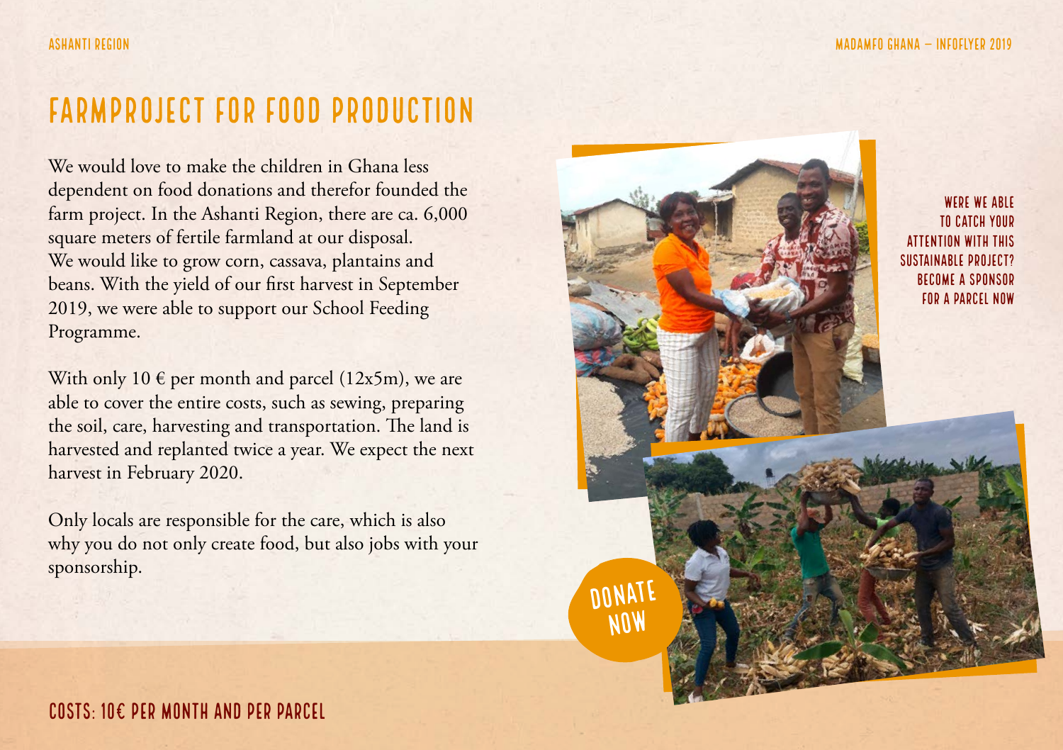# FARMPROJECT FOR FOOD PRODUCTION

We would love to make the children in Ghana less dependent on food donations and therefor founded the farm project. In the Ashanti Region, there are ca. 6,000 square meters of fertile farmland at our disposal. We would like to grow corn, cassava, plantains and beans. With the yield of our first harvest in September 2019, we were able to support our School Feeding Programme.

With only 10 € per month and parcel (12x5m), we are able to cover the entire costs, such as sewing, preparing the soil, care, harvesting and transportation. The land is harvested and replanted twice a year. We expect the next harvest in February 2020.

Only locals are responsible for the care, which is also why you do not only create food, but also jobs with your sponsorship.

**WERE WE ABLE TO CATCH YOUR ATTENTION WITH THIS SUSTAINABLE PROJECT? BECOME A SPONSOR FOR A PARCEL NOW**

**DONATE NOW**

**COSTS: 10€ PER MONTH AND PER PARCEL**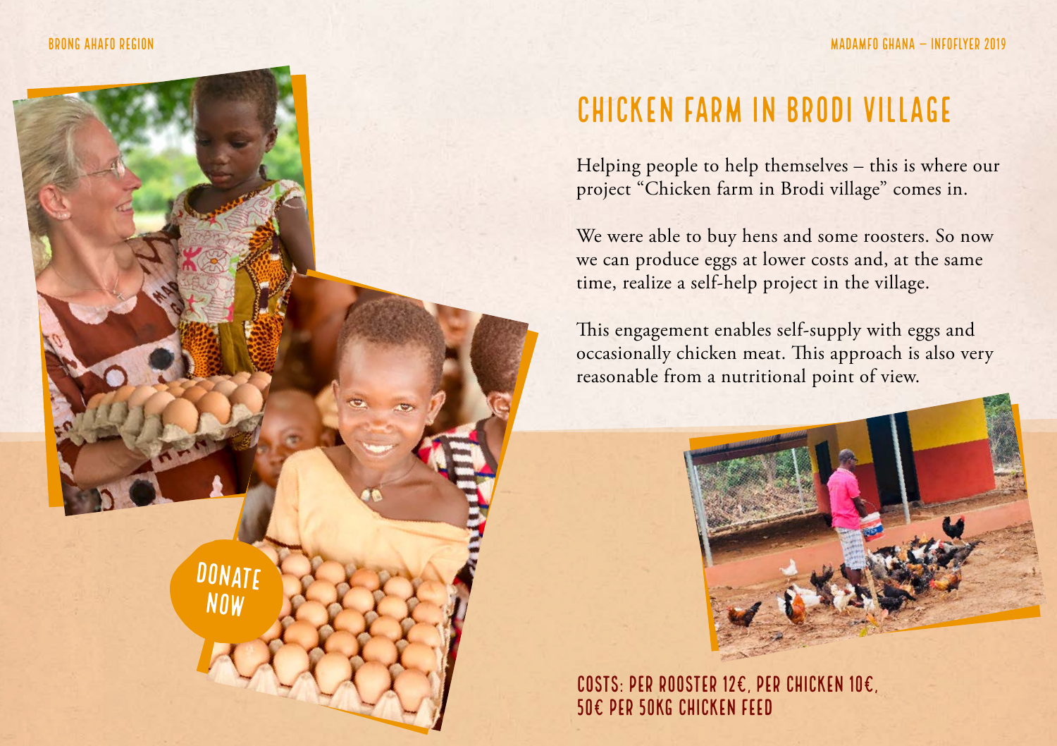# CHICKEN FARM IN BRODI VILLAGE

Helping people to help themselves – this is where our project "Chicken farm in Brodi village" comes in.

We were able to buy hens and some roosters. So now we can produce eggs at lower costs and, at the same time, realize a self-help project in the village.

This engagement enables self-supply with eggs and occasionally chicken meat. This approach is also very reasonable from a nutritional point of view.

DONATE NOW

**COSTS: PER ROOSTER 12€, PER CHICKEN 10€, 50€ PER 50KG CHICKEN FEED**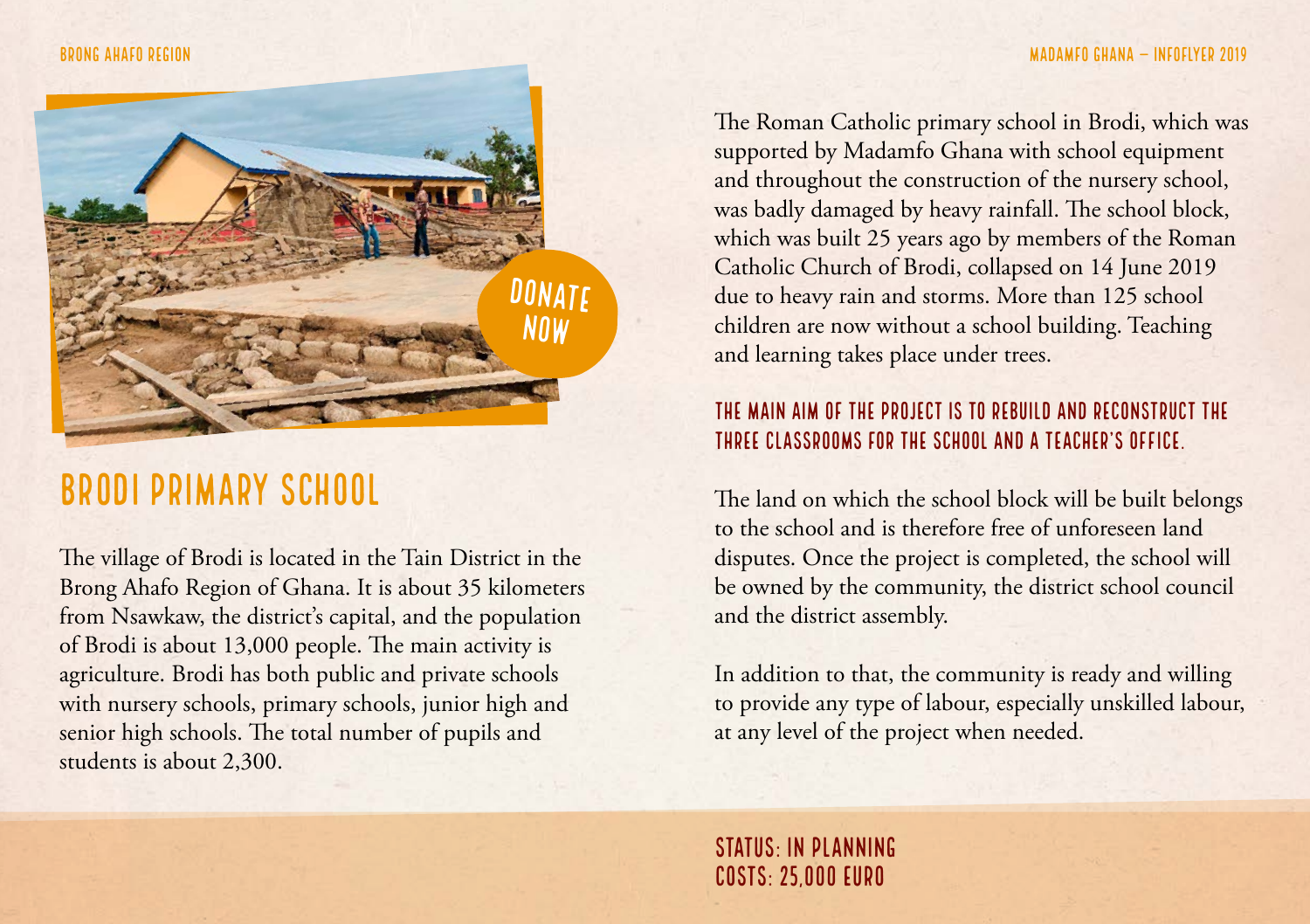# BRODI PRIMARY SCHOOL

The village of Brodi is located in the Tain District in the Brong Ahafo Region of Ghana. It is about 35 kilometers from Nsawkaw, the district's capital, and the population of Brodi is about 13,000 people. The main activity is agriculture. Brodi has both public and private schools with nursery schools, primary schools, junior high and senior high schools. The total number of pupils and students is about 2,300.

The Roman Catholic primary school in Brodi, which was supported by Madamfo Ghana with school equipment and throughout the construction of the nursery school, was badly damaged by heavy rainfall. The school block, which was built 25 years ago by members of the Roman Catholic Church of Brodi, collapsed on 14 June 2019 due to heavy rain and storms. More than 125 school children are now without a school building. Teaching and learning takes place under trees.

**THE MAIN AIM OF THE PROJECT IS TO REBUILD AND RECONSTRUCT THE THREE CLASSROOMS FOR THE SCHOOL AND A TEACHER'S OFFICE.**

The land on which the school block will be built belongs to the school and is therefore free of unforeseen land disputes. Once the project is completed, the school will be owned by the community, the district school council and the district assembly.

In addition to that, the community is ready and willing to provide any type of labour, especially unskilled labour, at any level of the project when needed.

**STATUS: IN PLANNING**
**COSTS: 25,000 EURO**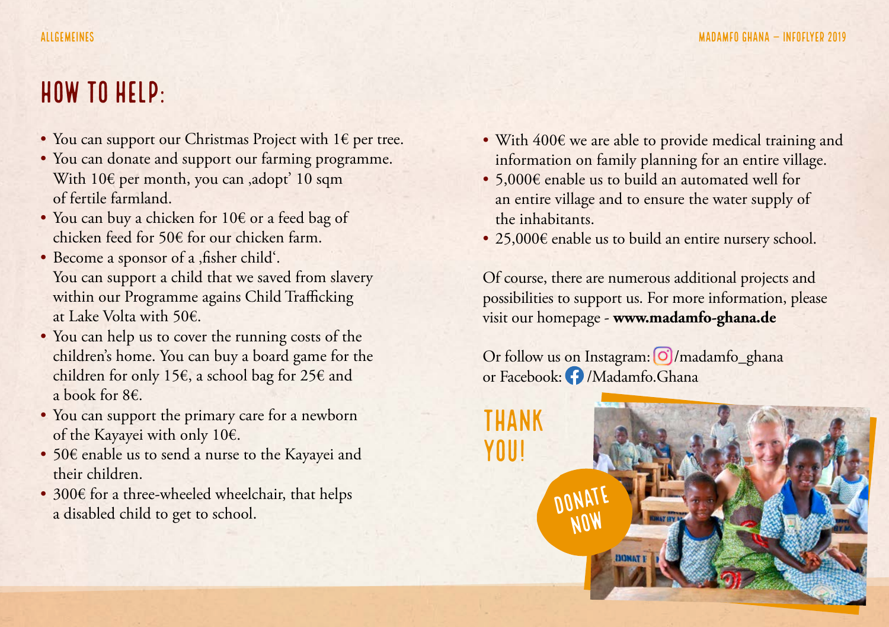# HOW TO HELP:

- You can support our Christmas Project with 1€ per tree.
- You can donate and support our farming programme. With 10€ per month, you can ‚adopt' 10 sqm of fertile farmland.
- You can buy a chicken for 10€ or a feed bag of chicken feed for 50€ for our chicken farm.
- Become a sponsor of a ‚fisher child'. You can support a child that we saved from slavery within our Programme agains Child Trafficking at Lake Volta with 50€.
- You can help us to cover the running costs of the children's home. You can buy a board game for the children for only 15€, a school bag for 25€ and a book for 8€.
- You can support the primary care for a newborn of the Kayayei with only 10€.
- 50€ enable us to send a nurse to the Kayayei and their children.
- 300€ for a three-wheeled wheelchair, that helps a disabled child to get to school.
- With 400€ we are able to provide medical training and information on family planning for an entire village.
- 5,000€ enable us to build an automated well for an entire village and to ensure the water supply of the inhabitants.
- 25,000€ enable us to build an entire nursery school.

Of course, there are numerous additional projects and possibilities to support us. For more information, please visit our homepage - **www.madamfo-ghana.de**

Or follow us on Instagram: /madamfo_ghana
or Facebook: /Madamfo.Ghana

THANK YOU!

DONATE NOW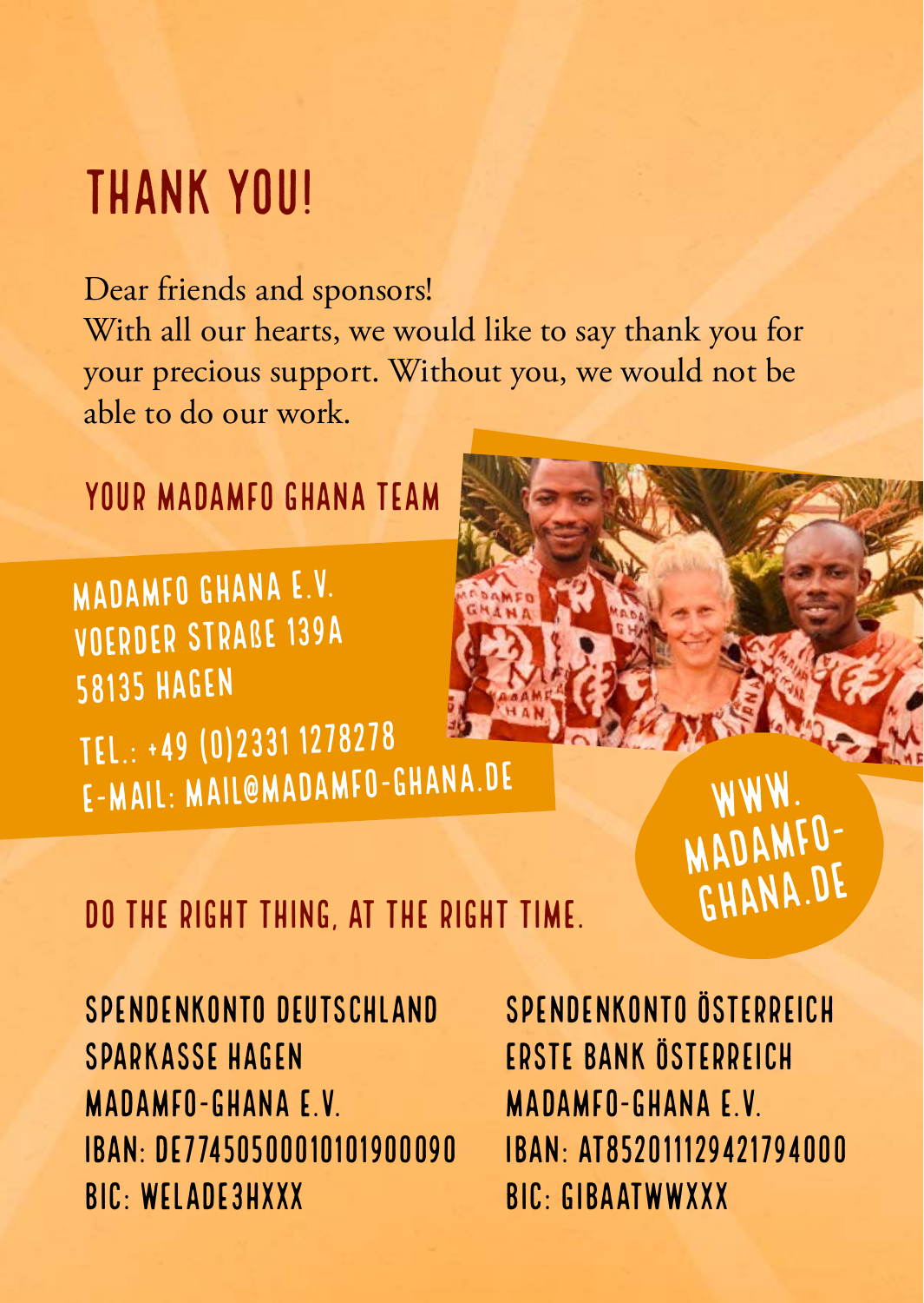# THANK YOU!

Dear friends and sponsors!
With all our hearts, we would like to say thank you for your precious support. Without you, we would not be able to do our work.

## YOUR MADAMFO GHANA TEAM

MADAMFO GHANA E.V.
VOERDER STRAßE 139A
58135 HAGEN
TEL.: +49 (0)2331 1278278
E-MAIL: MAIL@MADAMFO-GHANA.DE

WWW.MADAMFO-GHANA.DE

## DO THE RIGHT THING, AT THE RIGHT TIME.

SPENDENKONTO DEUTSCHLAND
SPARKASSE HAGEN
MADAMFO-GHANA E.V.
IBAN: DE77450500010101900090
BIC: WELADE3HXXX

SPENDENKONTO ÖSTERREICH
ERSTE BANK ÖSTERREICH
MADAMFO-GHANA E.V.
IBAN: AT852011129421794000
BIC: GIBAATWWXXX